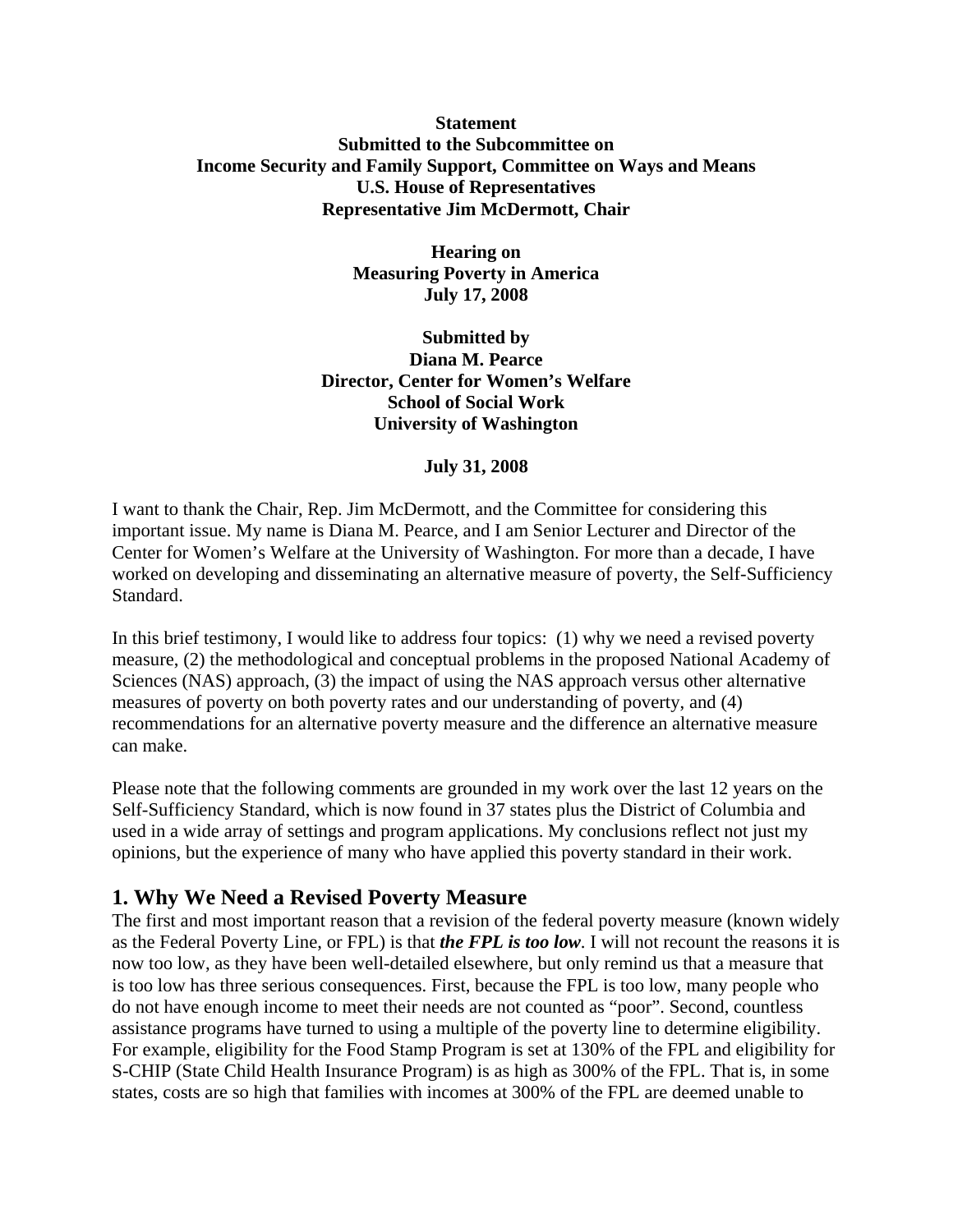**Statement**
**Submitted to the Subcommittee on**
**Income Security and Family Support, Committee on Ways and Means**
**U.S. House of Representatives**
**Representative Jim McDermott, Chair**

**Hearing on**
**Measuring Poverty in America**
**July 17, 2008**

**Submitted by**
**Diana M. Pearce**
**Director, Center for Women's Welfare**
**School of Social Work**
**University of Washington**

**July 31, 2008**

I want to thank the Chair, Rep. Jim McDermott, and the Committee for considering this important issue. My name is Diana M. Pearce, and I am Senior Lecturer and Director of the Center for Women's Welfare at the University of Washington. For more than a decade, I have worked on developing and disseminating an alternative measure of poverty, the Self-Sufficiency Standard.

In this brief testimony, I would like to address four topics: (1) why we need a revised poverty measure, (2) the methodological and conceptual problems in the proposed National Academy of Sciences (NAS) approach, (3) the impact of using the NAS approach versus other alternative measures of poverty on both poverty rates and our understanding of poverty, and (4) recommendations for an alternative poverty measure and the difference an alternative measure can make.

Please note that the following comments are grounded in my work over the last 12 years on the Self-Sufficiency Standard, which is now found in 37 states plus the District of Columbia and used in a wide array of settings and program applications. My conclusions reflect not just my opinions, but the experience of many who have applied this poverty standard in their work.

## 1. Why We Need a Revised Poverty Measure

The first and most important reason that a revision of the federal poverty measure (known widely as the Federal Poverty Line, or FPL) is that ***the FPL is too low***. I will not recount the reasons it is now too low, as they have been well-detailed elsewhere, but only remind us that a measure that is too low has three serious consequences. First, because the FPL is too low, many people who do not have enough income to meet their needs are not counted as "poor". Second, countless assistance programs have turned to using a multiple of the poverty line to determine eligibility. For example, eligibility for the Food Stamp Program is set at 130% of the FPL and eligibility for S-CHIP (State Child Health Insurance Program) is as high as 300% of the FPL. That is, in some states, costs are so high that families with incomes at 300% of the FPL are deemed unable to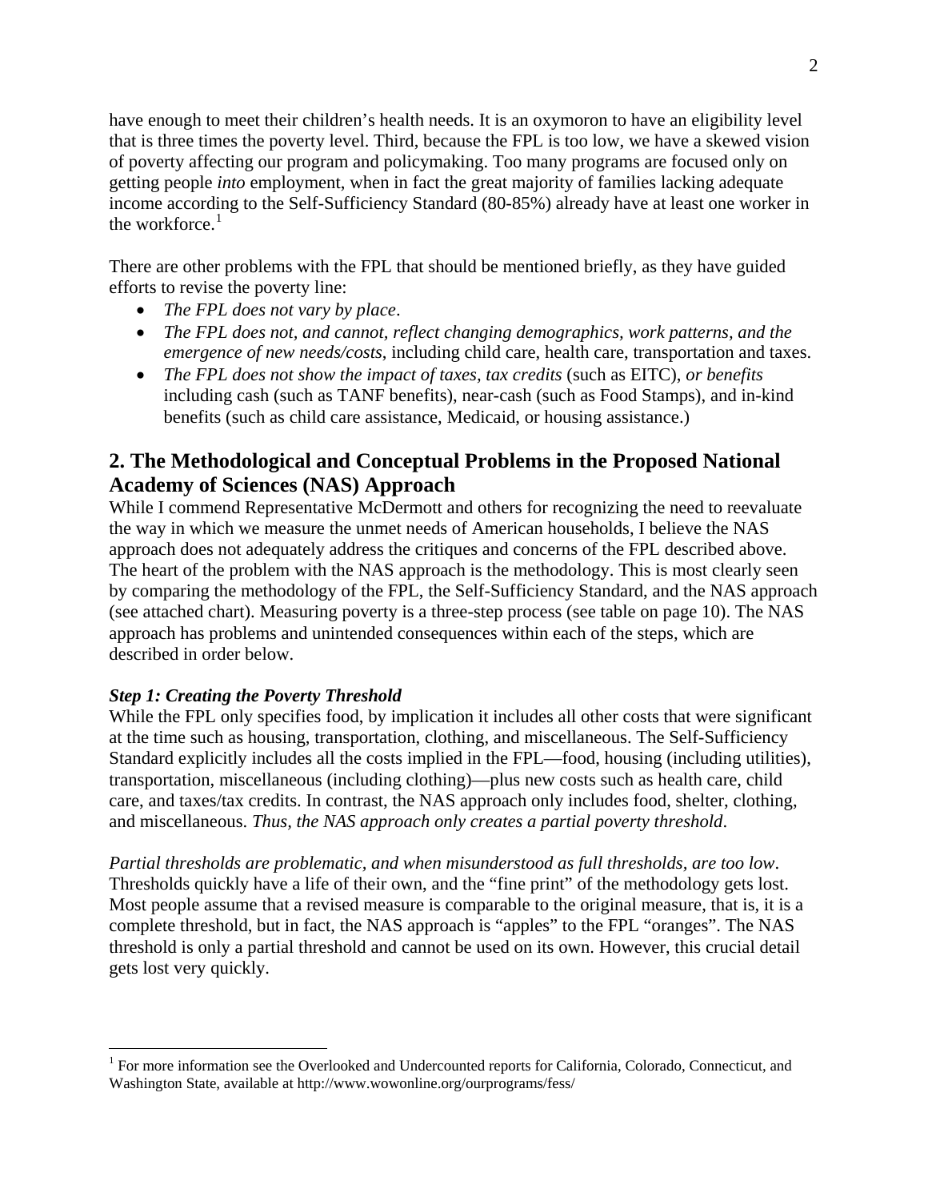have enough to meet their children's health needs. It is an oxymoron to have an eligibility level that is three times the poverty level. Third, because the FPL is too low, we have a skewed vision of poverty affecting our program and policymaking. Too many programs are focused only on getting people *into* employment, when in fact the great majority of families lacking adequate income according to the Self-Sufficiency Standard (80-85%) already have at least one worker in the workforce.[1]

There are other problems with the FPL that should be mentioned briefly, as they have guided efforts to revise the poverty line:

- *The FPL does not vary by place*.
- *The FPL does not, and cannot, reflect changing demographics, work patterns, and the emergence of new needs/costs*, including child care, health care, transportation and taxes.
- *The FPL does not show the impact of taxes, tax credits* (such as EITC), *or benefits* including cash (such as TANF benefits), near-cash (such as Food Stamps), and in-kind benefits (such as child care assistance, Medicaid, or housing assistance.)

## 2. The Methodological and Conceptual Problems in the Proposed National Academy of Sciences (NAS) Approach

While I commend Representative McDermott and others for recognizing the need to reevaluate the way in which we measure the unmet needs of American households, I believe the NAS approach does not adequately address the critiques and concerns of the FPL described above. The heart of the problem with the NAS approach is the methodology. This is most clearly seen by comparing the methodology of the FPL, the Self-Sufficiency Standard, and the NAS approach (see attached chart). Measuring poverty is a three-step process (see table on page 10). The NAS approach has problems and unintended consequences within each of the steps, which are described in order below.

### *Step 1: Creating the Poverty Threshold*

While the FPL only specifies food, by implication it includes all other costs that were significant at the time such as housing, transportation, clothing, and miscellaneous. The Self-Sufficiency Standard explicitly includes all the costs implied in the FPL—food, housing (including utilities), transportation, miscellaneous (including clothing)—plus new costs such as health care, child care, and taxes/tax credits. In contrast, the NAS approach only includes food, shelter, clothing, and miscellaneous. *Thus, the NAS approach only creates a partial poverty threshold*.

*Partial thresholds are problematic, and when misunderstood as full thresholds, are too low*. Thresholds quickly have a life of their own, and the "fine print" of the methodology gets lost. Most people assume that a revised measure is comparable to the original measure, that is, it is a complete threshold, but in fact, the NAS approach is "apples" to the FPL "oranges". The NAS threshold is only a partial threshold and cannot be used on its own. However, this crucial detail gets lost very quickly.

---

[1] For more information see the Overlooked and Undercounted reports for California, Colorado, Connecticut, and Washington State, available at http://www.wowonline.org/ourprograms/fess/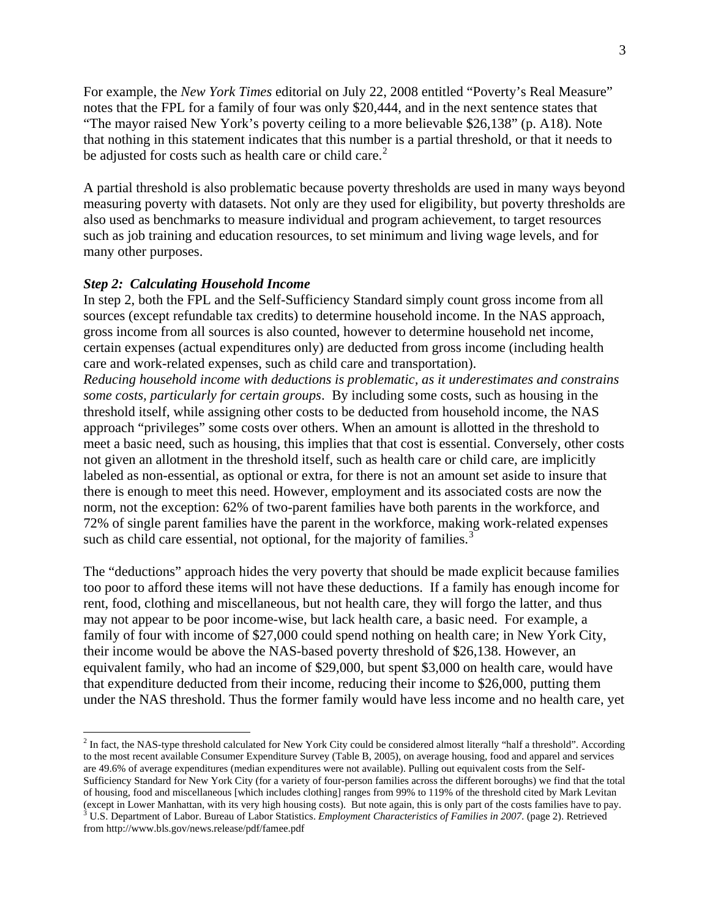For example, the *New York Times* editorial on July 22, 2008 entitled "Poverty's Real Measure" notes that the FPL for a family of four was only $20,444, and in the next sentence states that "The mayor raised New York's poverty ceiling to a more believable $26,138" (p. A18). Note that nothing in this statement indicates that this number is a partial threshold, or that it needs to be adjusted for costs such as health care or child care.[2]

A partial threshold is also problematic because poverty thresholds are used in many ways beyond measuring poverty with datasets. Not only are they used for eligibility, but poverty thresholds are also used as benchmarks to measure individual and program achievement, to target resources such as job training and education resources, to set minimum and living wage levels, and for many other purposes.

### *Step 2: Calculating Household Income*

In step 2, both the FPL and the Self-Sufficiency Standard simply count gross income from all sources (except refundable tax credits) to determine household income. In the NAS approach, gross income from all sources is also counted, however to determine household net income, certain expenses (actual expenditures only) are deducted from gross income (including health care and work-related expenses, such as child care and transportation).

*Reducing household income with deductions is problematic, as it underestimates and constrains some costs, particularly for certain groups*. By including some costs, such as housing in the threshold itself, while assigning other costs to be deducted from household income, the NAS approach "privileges" some costs over others. When an amount is allotted in the threshold to meet a basic need, such as housing, this implies that that cost is essential. Conversely, other costs not given an allotment in the threshold itself, such as health care or child care, are implicitly labeled as non-essential, as optional or extra, for there is not an amount set aside to insure that there is enough to meet this need. However, employment and its associated costs are now the norm, not the exception: 62% of two-parent families have both parents in the workforce, and 72% of single parent families have the parent in the workforce, making work-related expenses such as child care essential, not optional, for the majority of families.[3]

The "deductions" approach hides the very poverty that should be made explicit because families too poor to afford these items will not have these deductions. If a family has enough income for rent, food, clothing and miscellaneous, but not health care, they will forgo the latter, and thus may not appear to be poor income-wise, but lack health care, a basic need. For example, a family of four with income of $27,000 could spend nothing on health care; in New York City, their income would be above the NAS-based poverty threshold of $26,138. However, an equivalent family, who had an income of $29,000, but spent $3,000 on health care, would have that expenditure deducted from their income, reducing their income to $26,000, putting them under the NAS threshold. Thus the former family would have less income and no health care, yet

---

[2] In fact, the NAS-type threshold calculated for New York City could be considered almost literally "half a threshold". According to the most recent available Consumer Expenditure Survey (Table B, 2005), on average housing, food and apparel and services are 49.6% of average expenditures (median expenditures were not available). Pulling out equivalent costs from the Self-Sufficiency Standard for New York City (for a variety of four-person families across the different boroughs) we find that the total of housing, food and miscellaneous [which includes clothing] ranges from 99% to 119% of the threshold cited by Mark Levitan (except in Lower Manhattan, with its very high housing costs). But note again, this is only part of the costs families have to pay.

[3] U.S. Department of Labor. Bureau of Labor Statistics. *Employment Characteristics of Families in 2007*. (page 2). Retrieved from http://www.bls.gov/news.release/pdf/famee.pdf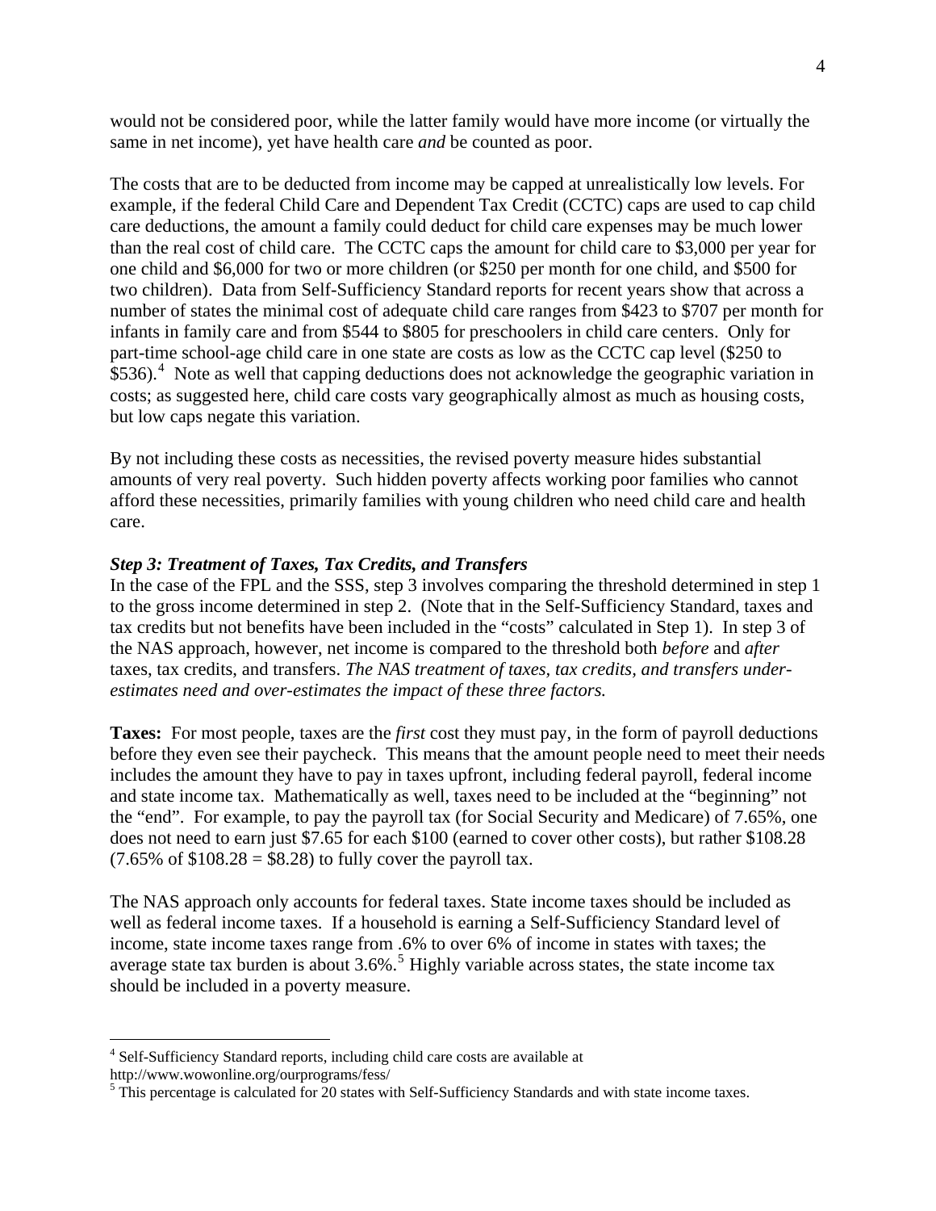would not be considered poor, while the latter family would have more income (or virtually the same in net income), yet have health care *and* be counted as poor.

The costs that are to be deducted from income may be capped at unrealistically low levels. For example, if the federal Child Care and Dependent Tax Credit (CCTC) caps are used to cap child care deductions, the amount a family could deduct for child care expenses may be much lower than the real cost of child care. The CCTC caps the amount for child care to $3,000 per year for one child and $6,000 for two or more children (or $250 per month for one child, and $500 for two children). Data from Self-Sufficiency Standard reports for recent years show that across a number of states the minimal cost of adequate child care ranges from $423 to $707 per month for infants in family care and from $544 to $805 for preschoolers in child care centers. Only for part-time school-age child care in one state are costs as low as the CCTC cap level ($250 to $536).[4] Note as well that capping deductions does not acknowledge the geographic variation in costs; as suggested here, child care costs vary geographically almost as much as housing costs, but low caps negate this variation.

By not including these costs as necessities, the revised poverty measure hides substantial amounts of very real poverty. Such hidden poverty affects working poor families who cannot afford these necessities, primarily families with young children who need child care and health care.

### *Step 3: Treatment of Taxes, Tax Credits, and Transfers*

In the case of the FPL and the SSS, step 3 involves comparing the threshold determined in step 1 to the gross income determined in step 2. (Note that in the Self-Sufficiency Standard, taxes and tax credits but not benefits have been included in the "costs" calculated in Step 1). In step 3 of the NAS approach, however, net income is compared to the threshold both *before* and *after* taxes, tax credits, and transfers. *The NAS treatment of taxes, tax credits, and transfers under-estimates need and over-estimates the impact of these three factors.*

**Taxes:** For most people, taxes are the *first* cost they must pay, in the form of payroll deductions before they even see their paycheck. This means that the amount people need to meet their needs includes the amount they have to pay in taxes upfront, including federal payroll, federal income and state income tax. Mathematically as well, taxes need to be included at the "beginning" not the "end". For example, to pay the payroll tax (for Social Security and Medicare) of 7.65%, one does not need to earn just $7.65 for each $100 (earned to cover other costs), but rather $108.28 (7.65% of $108.28 = $8.28) to fully cover the payroll tax.

The NAS approach only accounts for federal taxes. State income taxes should be included as well as federal income taxes. If a household is earning a Self-Sufficiency Standard level of income, state income taxes range from .6% to over 6% of income in states with taxes; the average state tax burden is about 3.6%.[5] Highly variable across states, the state income tax should be included in a poverty measure.

---

[4] Self-Sufficiency Standard reports, including child care costs are available at http://www.wowonline.org/ourprograms/fess/

[5] This percentage is calculated for 20 states with Self-Sufficiency Standards and with state income taxes.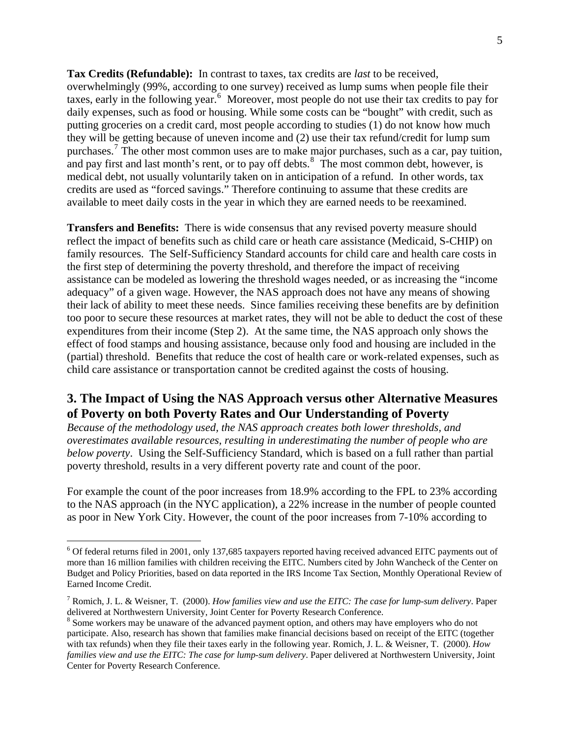**Tax Credits (Refundable):** In contrast to taxes, tax credits are *last* to be received, overwhelmingly (99%, according to one survey) received as lump sums when people file their taxes, early in the following year.[6] Moreover, most people do not use their tax credits to pay for daily expenses, such as food or housing. While some costs can be "bought" with credit, such as putting groceries on a credit card, most people according to studies (1) do not know how much they will be getting because of uneven income and (2) use their tax refund/credit for lump sum purchases.[7] The other most common uses are to make major purchases, such as a car, pay tuition, and pay first and last month's rent, or to pay off debts.[8] The most common debt, however, is medical debt, not usually voluntarily taken on in anticipation of a refund. In other words, tax credits are used as "forced savings." Therefore continuing to assume that these credits are available to meet daily costs in the year in which they are earned needs to be reexamined.

**Transfers and Benefits:** There is wide consensus that any revised poverty measure should reflect the impact of benefits such as child care or heath care assistance (Medicaid, S-CHIP) on family resources. The Self-Sufficiency Standard accounts for child care and health care costs in the first step of determining the poverty threshold, and therefore the impact of receiving assistance can be modeled as lowering the threshold wages needed, or as increasing the "income adequacy" of a given wage. However, the NAS approach does not have any means of showing their lack of ability to meet these needs. Since families receiving these benefits are by definition too poor to secure these resources at market rates, they will not be able to deduct the cost of these expenditures from their income (Step 2). At the same time, the NAS approach only shows the effect of food stamps and housing assistance, because only food and housing are included in the (partial) threshold. Benefits that reduce the cost of health care or work-related expenses, such as child care assistance or transportation cannot be credited against the costs of housing.

## 3. The Impact of Using the NAS Approach versus other Alternative Measures of Poverty on both Poverty Rates and Our Understanding of Poverty

*Because of the methodology used, the NAS approach creates both lower thresholds, and overestimates available resources, resulting in underestimating the number of people who are below poverty*. Using the Self-Sufficiency Standard, which is based on a full rather than partial poverty threshold, results in a very different poverty rate and count of the poor.

For example the count of the poor increases from 18.9% according to the FPL to 23% according to the NAS approach (in the NYC application), a 22% increase in the number of people counted as poor in New York City. However, the count of the poor increases from 7-10% according to

---

[6] Of federal returns filed in 2001, only 137,685 taxpayers reported having received advanced EITC payments out of more than 16 million families with children receiving the EITC. Numbers cited by John Wancheck of the Center on Budget and Policy Priorities, based on data reported in the IRS Income Tax Section, Monthly Operational Review of Earned Income Credit.

[7] Romich, J. L. & Weisner, T. (2000). *How families view and use the EITC: The case for lump-sum delivery*. Paper delivered at Northwestern University, Joint Center for Poverty Research Conference.

[8] Some workers may be unaware of the advanced payment option, and others may have employers who do not participate. Also, research has shown that families make financial decisions based on receipt of the EITC (together with tax refunds) when they file their taxes early in the following year. Romich, J. L. & Weisner, T. (2000). *How families view and use the EITC: The case for lump-sum delivery*. Paper delivered at Northwestern University, Joint Center for Poverty Research Conference.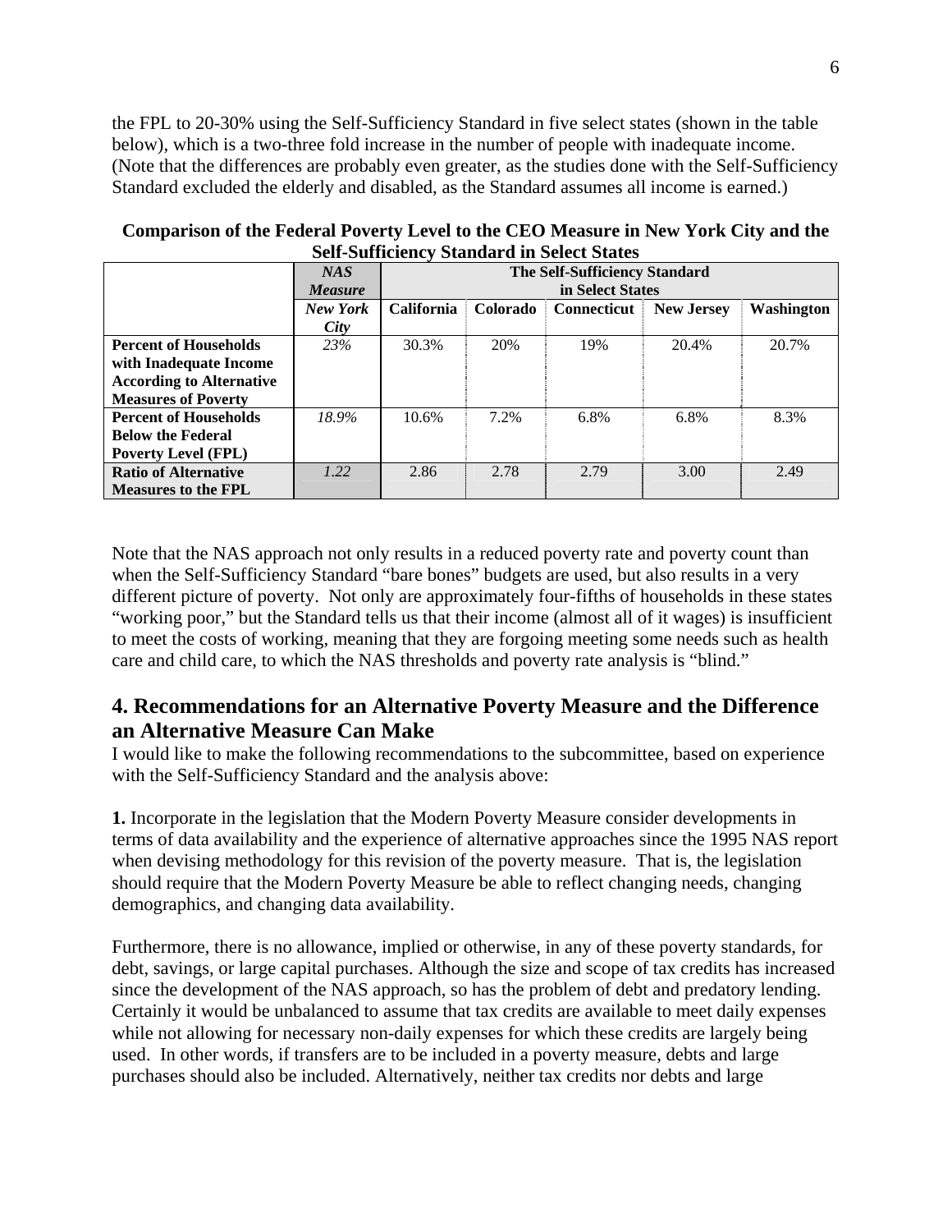the FPL to 20-30% using the Self-Sufficiency Standard in five select states (shown in the table below), which is a two-three fold increase in the number of people with inadequate income. (Note that the differences are probably even greater, as the studies done with the Self-Sufficiency Standard excluded the elderly and disabled, as the Standard assumes all income is earned.)

**Comparison of the Federal Poverty Level to the CEO Measure in New York City and the Self-Sufficiency Standard in Select States**

| | *NAS Measure* | The Self-Sufficiency Standard in Select States | | | | |
|---|---|---|---|---|---|---|
| | *New York City* | California | Colorado | Connecticut | New Jersey | Washington |
| **Percent of Households with Inadequate Income According to Alternative Measures of Poverty** | *23%* | 30.3% | 20% | 19% | 20.4% | 20.7% |
| **Percent of Households Below the Federal Poverty Level (FPL)** | *18.9%* | 10.6% | 7.2% | 6.8% | 6.8% | 8.3% |
| **Ratio of Alternative Measures to the FPL** | *1.22* | 2.86 | 2.78 | 2.79 | 3.00 | 2.49 |

Note that the NAS approach not only results in a reduced poverty rate and poverty count than when the Self-Sufficiency Standard "bare bones" budgets are used, but also results in a very different picture of poverty. Not only are approximately four-fifths of households in these states "working poor," but the Standard tells us that their income (almost all of it wages) is insufficient to meet the costs of working, meaning that they are forgoing meeting some needs such as health care and child care, to which the NAS thresholds and poverty rate analysis is "blind."

## 4. Recommendations for an Alternative Poverty Measure and the Difference an Alternative Measure Can Make

I would like to make the following recommendations to the subcommittee, based on experience with the Self-Sufficiency Standard and the analysis above:

**1.** Incorporate in the legislation that the Modern Poverty Measure consider developments in terms of data availability and the experience of alternative approaches since the 1995 NAS report when devising methodology for this revision of the poverty measure. That is, the legislation should require that the Modern Poverty Measure be able to reflect changing needs, changing demographics, and changing data availability.

Furthermore, there is no allowance, implied or otherwise, in any of these poverty standards, for debt, savings, or large capital purchases. Although the size and scope of tax credits has increased since the development of the NAS approach, so has the problem of debt and predatory lending. Certainly it would be unbalanced to assume that tax credits are available to meet daily expenses while not allowing for necessary non-daily expenses for which these credits are largely being used. In other words, if transfers are to be included in a poverty measure, debts and large purchases should also be included. Alternatively, neither tax credits nor debts and large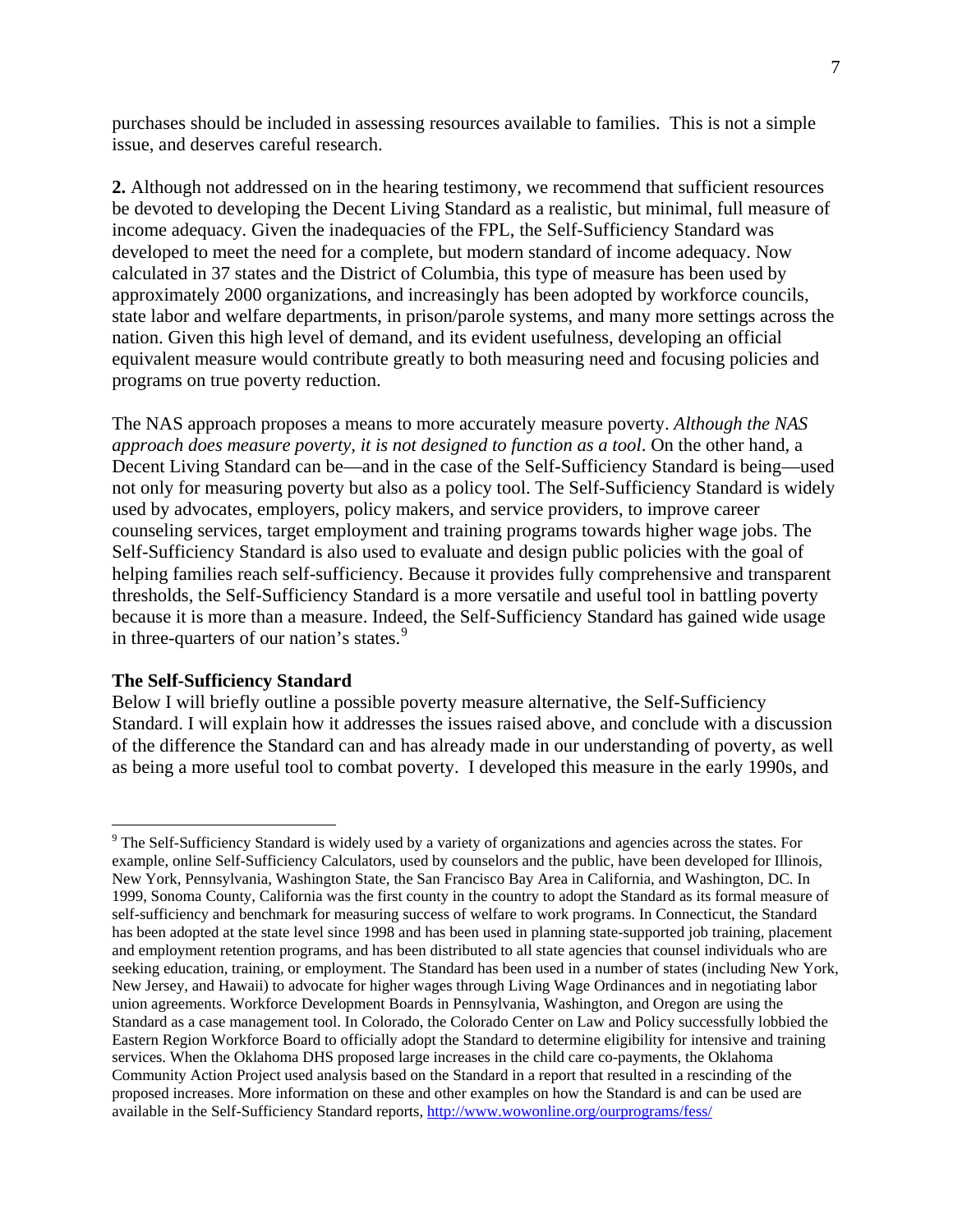purchases should be included in assessing resources available to families. This is not a simple issue, and deserves careful research.

**2.** Although not addressed on in the hearing testimony, we recommend that sufficient resources be devoted to developing the Decent Living Standard as a realistic, but minimal, full measure of income adequacy. Given the inadequacies of the FPL, the Self-Sufficiency Standard was developed to meet the need for a complete, but modern standard of income adequacy. Now calculated in 37 states and the District of Columbia, this type of measure has been used by approximately 2000 organizations, and increasingly has been adopted by workforce councils, state labor and welfare departments, in prison/parole systems, and many more settings across the nation. Given this high level of demand, and its evident usefulness, developing an official equivalent measure would contribute greatly to both measuring need and focusing policies and programs on true poverty reduction.

The NAS approach proposes a means to more accurately measure poverty. *Although the NAS approach does measure poverty, it is not designed to function as a tool*. On the other hand, a Decent Living Standard can be—and in the case of the Self-Sufficiency Standard is being—used not only for measuring poverty but also as a policy tool. The Self-Sufficiency Standard is widely used by advocates, employers, policy makers, and service providers, to improve career counseling services, target employment and training programs towards higher wage jobs. The Self-Sufficiency Standard is also used to evaluate and design public policies with the goal of helping families reach self-sufficiency. Because it provides fully comprehensive and transparent thresholds, the Self-Sufficiency Standard is a more versatile and useful tool in battling poverty because it is more than a measure. Indeed, the Self-Sufficiency Standard has gained wide usage in three-quarters of our nation's states.[9]

**The Self-Sufficiency Standard**

Below I will briefly outline a possible poverty measure alternative, the Self-Sufficiency Standard. I will explain how it addresses the issues raised above, and conclude with a discussion of the difference the Standard can and has already made in our understanding of poverty, as well as being a more useful tool to combat poverty. I developed this measure in the early 1990s, and

---

[9] The Self-Sufficiency Standard is widely used by a variety of organizations and agencies across the states. For example, online Self-Sufficiency Calculators, used by counselors and the public, have been developed for Illinois, New York, Pennsylvania, Washington State, the San Francisco Bay Area in California, and Washington, DC. In 1999, Sonoma County, California was the first county in the country to adopt the Standard as its formal measure of self-sufficiency and benchmark for measuring success of welfare to work programs. In Connecticut, the Standard has been adopted at the state level since 1998 and has been used in planning state-supported job training, placement and employment retention programs, and has been distributed to all state agencies that counsel individuals who are seeking education, training, or employment. The Standard has been used in a number of states (including New York, New Jersey, and Hawaii) to advocate for higher wages through Living Wage Ordinances and in negotiating labor union agreements. Workforce Development Boards in Pennsylvania, Washington, and Oregon are using the Standard as a case management tool. In Colorado, the Colorado Center on Law and Policy successfully lobbied the Eastern Region Workforce Board to officially adopt the Standard to determine eligibility for intensive and training services. When the Oklahoma DHS proposed large increases in the child care co-payments, the Oklahoma Community Action Project used analysis based on the Standard in a report that resulted in a rescinding of the proposed increases. More information on these and other examples on how the Standard is and can be used are available in the Self-Sufficiency Standard reports, http://www.wowonline.org/ourprograms/fess/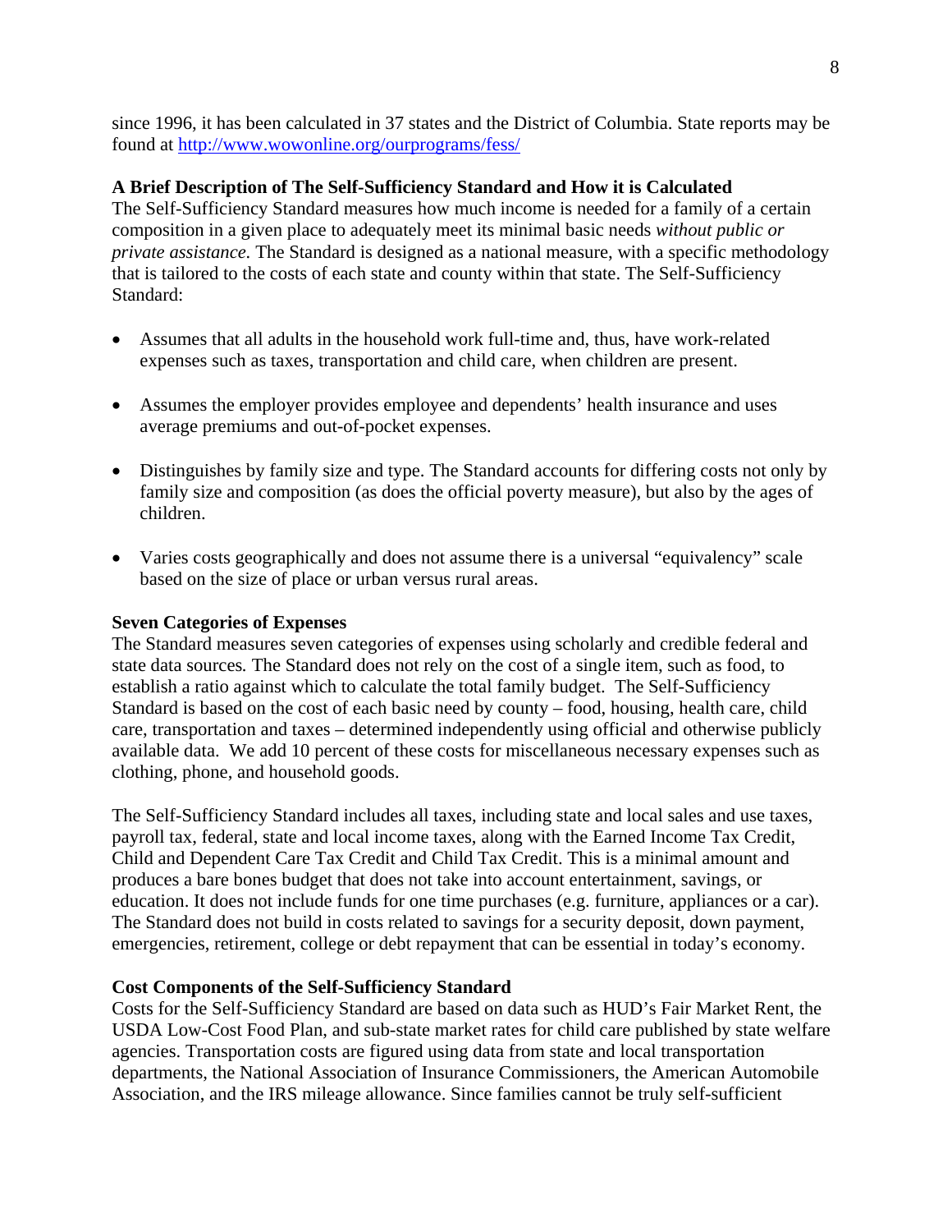since 1996, it has been calculated in 37 states and the District of Columbia. State reports may be found at http://www.wowonline.org/ourprograms/fess/

**A Brief Description of The Self-Sufficiency Standard and How it is Calculated**

The Self-Sufficiency Standard measures how much income is needed for a family of a certain composition in a given place to adequately meet its minimal basic needs *without public or private assistance*. The Standard is designed as a national measure, with a specific methodology that is tailored to the costs of each state and county within that state. The Self-Sufficiency Standard:

- Assumes that all adults in the household work full-time and, thus, have work-related expenses such as taxes, transportation and child care, when children are present.
- Assumes the employer provides employee and dependents' health insurance and uses average premiums and out-of-pocket expenses.
- Distinguishes by family size and type. The Standard accounts for differing costs not only by family size and composition (as does the official poverty measure), but also by the ages of children.
- Varies costs geographically and does not assume there is a universal "equivalency" scale based on the size of place or urban versus rural areas.

**Seven Categories of Expenses**

The Standard measures seven categories of expenses using scholarly and credible federal and state data sources. The Standard does not rely on the cost of a single item, such as food, to establish a ratio against which to calculate the total family budget. The Self-Sufficiency Standard is based on the cost of each basic need by county – food, housing, health care, child care, transportation and taxes – determined independently using official and otherwise publicly available data. We add 10 percent of these costs for miscellaneous necessary expenses such as clothing, phone, and household goods.

The Self-Sufficiency Standard includes all taxes, including state and local sales and use taxes, payroll tax, federal, state and local income taxes, along with the Earned Income Tax Credit, Child and Dependent Care Tax Credit and Child Tax Credit. This is a minimal amount and produces a bare bones budget that does not take into account entertainment, savings, or education. It does not include funds for one time purchases (e.g. furniture, appliances or a car). The Standard does not build in costs related to savings for a security deposit, down payment, emergencies, retirement, college or debt repayment that can be essential in today's economy.

**Cost Components of the Self-Sufficiency Standard**

Costs for the Self-Sufficiency Standard are based on data such as HUD's Fair Market Rent, the USDA Low-Cost Food Plan, and sub-state market rates for child care published by state welfare agencies. Transportation costs are figured using data from state and local transportation departments, the National Association of Insurance Commissioners, the American Automobile Association, and the IRS mileage allowance. Since families cannot be truly self-sufficient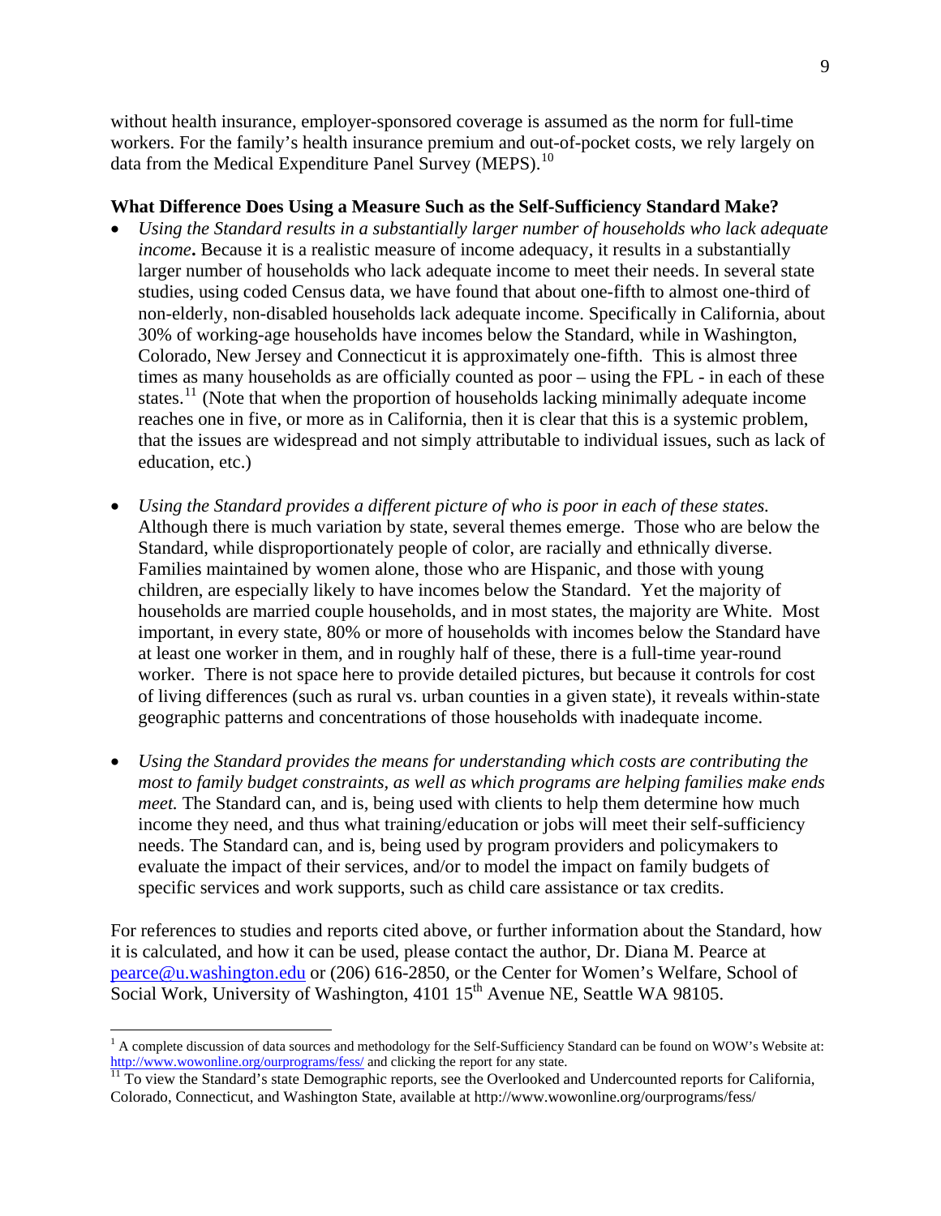without health insurance, employer-sponsored coverage is assumed as the norm for full-time workers. For the family's health insurance premium and out-of-pocket costs, we rely largely on data from the Medical Expenditure Panel Survey (MEPS).[10]

**What Difference Does Using a Measure Such as the Self-Sufficiency Standard Make?**

- *Using the Standard results in a substantially larger number of households who lack adequate income***.** Because it is a realistic measure of income adequacy, it results in a substantially larger number of households who lack adequate income to meet their needs. In several state studies, using coded Census data, we have found that about one-fifth to almost one-third of non-elderly, non-disabled households lack adequate income. Specifically in California, about 30% of working-age households have incomes below the Standard, while in Washington, Colorado, New Jersey and Connecticut it is approximately one-fifth. This is almost three times as many households as are officially counted as poor – using the FPL - in each of these states.[11] (Note that when the proportion of households lacking minimally adequate income reaches one in five, or more as in California, then it is clear that this is a systemic problem, that the issues are widespread and not simply attributable to individual issues, such as lack of education, etc.)

- *Using the Standard provides a different picture of who is poor in each of these states.* Although there is much variation by state, several themes emerge. Those who are below the Standard, while disproportionately people of color, are racially and ethnically diverse. Families maintained by women alone, those who are Hispanic, and those with young children, are especially likely to have incomes below the Standard. Yet the majority of households are married couple households, and in most states, the majority are White. Most important, in every state, 80% or more of households with incomes below the Standard have at least one worker in them, and in roughly half of these, there is a full-time year-round worker. There is not space here to provide detailed pictures, but because it controls for cost of living differences (such as rural vs. urban counties in a given state), it reveals within-state geographic patterns and concentrations of those households with inadequate income.

- *Using the Standard provides the means for understanding which costs are contributing the most to family budget constraints, as well as which programs are helping families make ends meet.* The Standard can, and is, being used with clients to help them determine how much income they need, and thus what training/education or jobs will meet their self-sufficiency needs. The Standard can, and is, being used by program providers and policymakers to evaluate the impact of their services, and/or to model the impact on family budgets of specific services and work supports, such as child care assistance or tax credits.

For references to studies and reports cited above, or further information about the Standard, how it is calculated, and how it can be used, please contact the author, Dr. Diana M. Pearce at pearce@u.washington.edu or (206) 616-2850, or the Center for Women's Welfare, School of Social Work, University of Washington, 4101 15th Avenue NE, Seattle WA 98105.

---

[1] A complete discussion of data sources and methodology for the Self-Sufficiency Standard can be found on WOW's Website at: http://www.wowonline.org/ourprograms/fess/ and clicking the report for any state.

[11] To view the Standard's state Demographic reports, see the Overlooked and Undercounted reports for California, Colorado, Connecticut, and Washington State, available at http://www.wowonline.org/ourprograms/fess/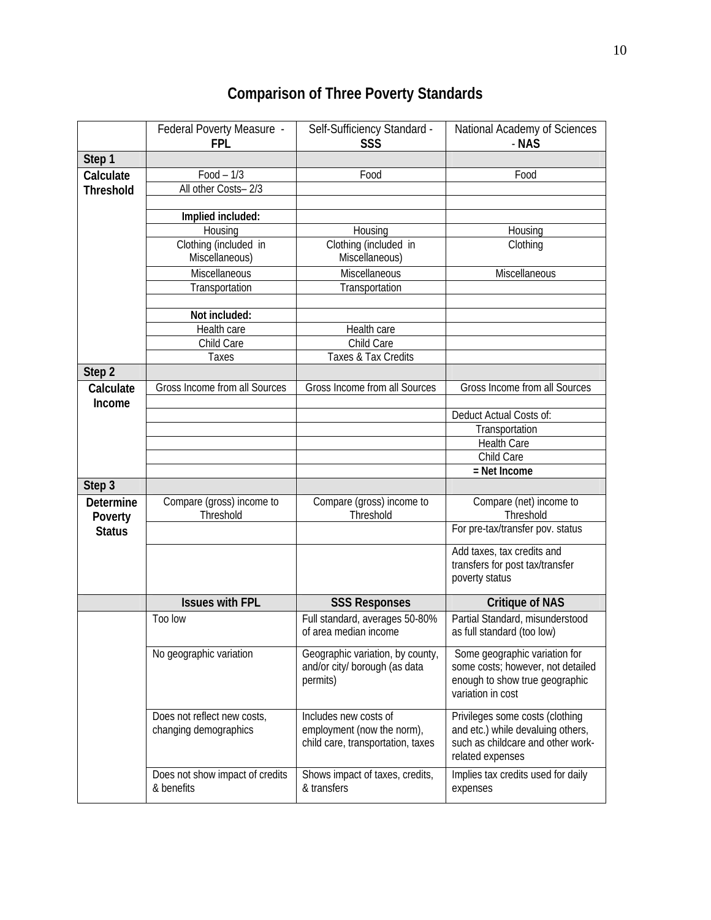# Comparison of Three Poverty Standards

| | Federal Poverty Measure - **FPL** | Self-Sufficiency Standard - **SSS** | National Academy of Sciences - **NAS** |
|---|---|---|---|
| **Step 1** | | | |
| **Calculate Threshold** | Food – 1/3 | Food | Food |
| | All other Costs– 2/3 | | |
| | | | |
| | **Implied included:** | | |
| | Housing | Housing | Housing |
| | Clothing (included in Miscellaneous) | Clothing (included in Miscellaneous) | Clothing |
| | Miscellaneous | Miscellaneous | Miscellaneous |
| | Transportation | Transportation | |
| | | | |
| | **Not included:** | | |
| | Health care | Health care | |
| | Child Care | Child Care | |
| | Taxes | Taxes & Tax Credits | |
| **Step 2** | | | |
| **Calculate Income** | Gross Income from all Sources | Gross Income from all Sources | Gross Income from all Sources |
| | | | |
| | | | Deduct Actual Costs of: |
| | | | Transportation |
| | | | Health Care |
| | | | Child Care |
| | | | **= Net Income** |
| **Step 3** | | | |
| **Determine Poverty Status** | Compare (gross) income to Threshold | Compare (gross) income to Threshold | Compare (net) income to Threshold |
| | | | For pre-tax/transfer pov. status |
| | | | Add taxes, tax credits and transfers for post tax/transfer poverty status |
| | **Issues with FPL** | **SSS Responses** | **Critique of NAS** |
| | Too low | Full standard, averages 50-80% of area median income | Partial Standard, misunderstood as full standard (too low) |
| | No geographic variation | Geographic variation, by county, and/or city/ borough (as data permits) | Some geographic variation for some costs; however, not detailed enough to show true geographic variation in cost |
| | Does not reflect new costs, changing demographics | Includes new costs of employment (now the norm), child care, transportation, taxes | Privileges some costs (clothing and etc.) while devaluing others, such as childcare and other work-related expenses |
| | Does not show impact of credits & benefits | Shows impact of taxes, credits, & transfers | Implies tax credits used for daily expenses |